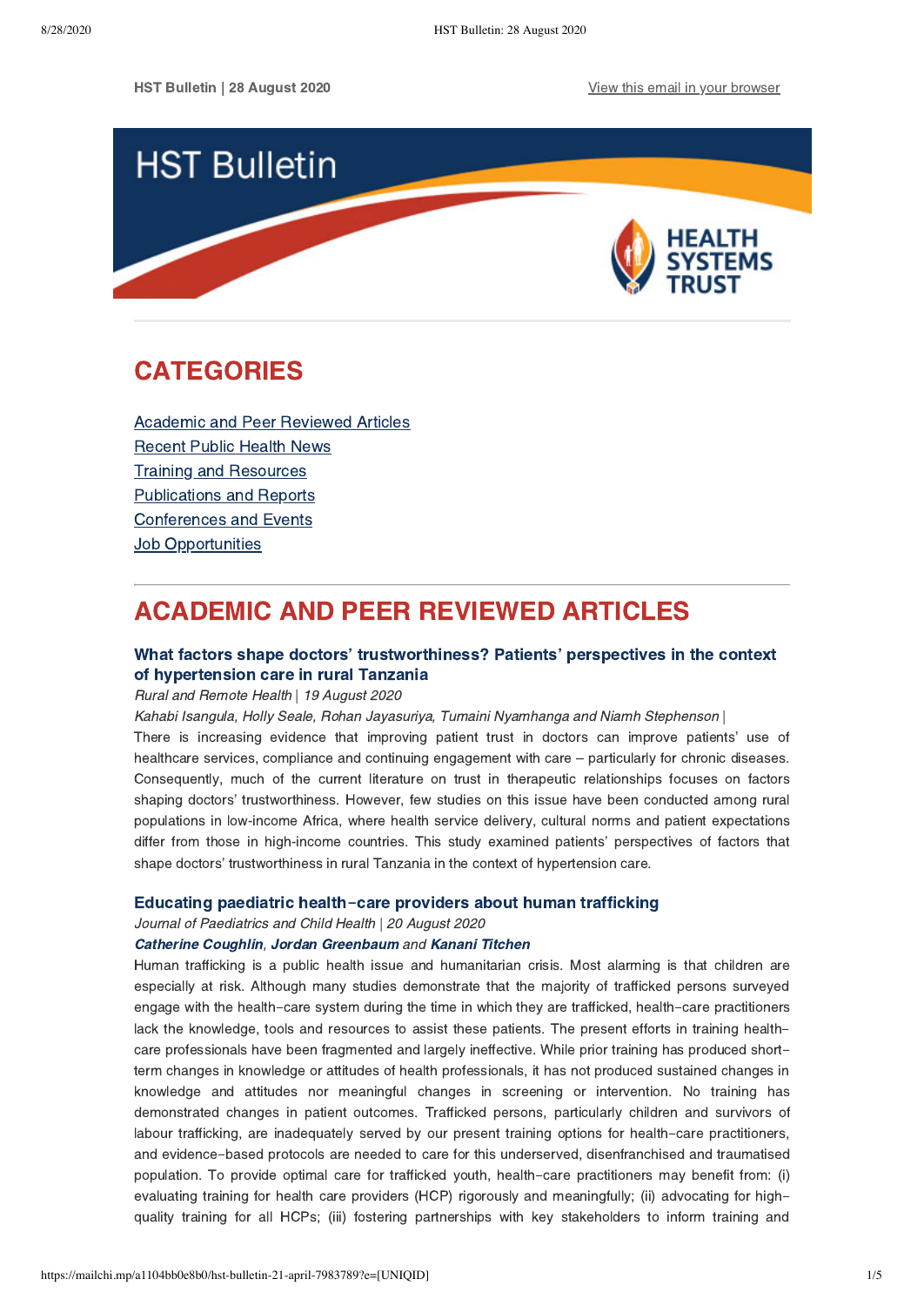HST Bulletin | 28 August 2020

View this email in your browser

# HST Bulletin

HEALTH SYSTEMS TRUST

## CATEGORIES

Academic and Peer Reviewed Articles
Recent Public Health News
Training and Resources
Publications and Reports
Conferences and Events
Job Opportunities

## ACADEMIC AND PEER REVIEWED ARTICLES

### What factors shape doctors' trustworthiness? Patients' perspectives in the context of hypertension care in rural Tanzania

*Rural and Remote Health | 19 August 2020*

*Kahabi Isangula, Holly Seale, Rohan Jayasuriya, Tumaini Nyamhanga and Niamh Stephenson |*

There is increasing evidence that improving patient trust in doctors can improve patients' use of healthcare services, compliance and continuing engagement with care – particularly for chronic diseases. Consequently, much of the current literature on trust in therapeutic relationships focuses on factors shaping doctors' trustworthiness. However, few studies on this issue have been conducted among rural populations in low-income Africa, where health service delivery, cultural norms and patient expectations differ from those in high-income countries. This study examined patients' perspectives of factors that shape doctors' trustworthiness in rural Tanzania in the context of hypertension care.

### Educating paediatric health-care providers about human trafficking

*Journal of Paediatrics and Child Health | 20 August 2020*

***Catherine Coughlin*, *Jordan Greenbaum* and *Kanani Titchen***

Human trafficking is a public health issue and humanitarian crisis. Most alarming is that children are especially at risk. Although many studies demonstrate that the majority of trafficked persons surveyed engage with the health-care system during the time in which they are trafficked, health-care practitioners lack the knowledge, tools and resources to assist these patients. The present efforts in training health-care professionals have been fragmented and largely ineffective. While prior training has produced short-term changes in knowledge or attitudes of health professionals, it has not produced sustained changes in knowledge and attitudes nor meaningful changes in screening or intervention. No training has demonstrated changes in patient outcomes. Trafficked persons, particularly children and survivors of labour trafficking, are inadequately served by our present training options for health-care practitioners, and evidence-based protocols are needed to care for this underserved, disenfranchised and traumatised population. To provide optimal care for trafficked youth, health-care practitioners may benefit from: (i) evaluating training for health care providers (HCP) rigorously and meaningfully; (ii) advocating for high-quality training for all HCPs; (iii) fostering partnerships with key stakeholders to inform training and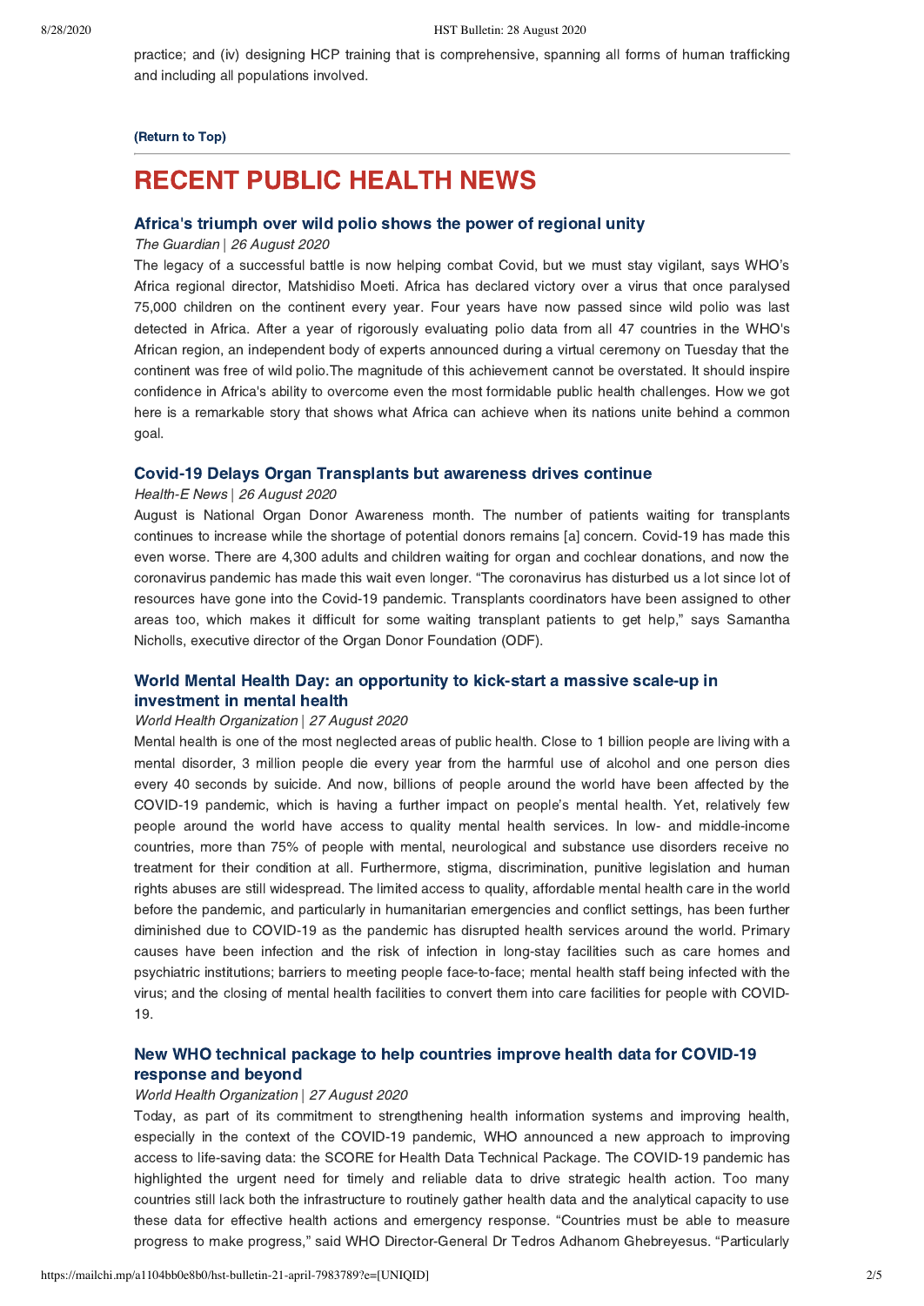practice; and (iv) designing HCP training that is comprehensive, spanning all forms of human trafficking and including all populations involved.

**(Return to Top)**

# RECENT PUBLIC HEALTH NEWS

### Africa's triumph over wild polio shows the power of regional unity

*The Guardian | 26 August 2020*

The legacy of a successful battle is now helping combat Covid, but we must stay vigilant, says WHO's Africa regional director, Matshidiso Moeti. Africa has declared victory over a virus that once paralysed 75,000 children on the continent every year. Four years have now passed since wild polio was last detected in Africa. After a year of rigorously evaluating polio data from all 47 countries in the WHO's African region, an independent body of experts announced during a virtual ceremony on Tuesday that the continent was free of wild polio.The magnitude of this achievement cannot be overstated. It should inspire confidence in Africa's ability to overcome even the most formidable public health challenges. How we got here is a remarkable story that shows what Africa can achieve when its nations unite behind a common goal.

### Covid-19 Delays Organ Transplants but awareness drives continue

*Health-E News | 26 August 2020*

August is National Organ Donor Awareness month. The number of patients waiting for transplants continues to increase while the shortage of potential donors remains [a] concern. Covid-19 has made this even worse. There are 4,300 adults and children waiting for organ and cochlear donations, and now the coronavirus pandemic has made this wait even longer. "The coronavirus has disturbed us a lot since lot of resources have gone into the Covid-19 pandemic. Transplants coordinators have been assigned to other areas too, which makes it difficult for some waiting transplant patients to get help," says Samantha Nicholls, executive director of the Organ Donor Foundation (ODF).

### World Mental Health Day: an opportunity to kick-start a massive scale-up in investment in mental health

*World Health Organization | 27 August 2020*

Mental health is one of the most neglected areas of public health. Close to 1 billion people are living with a mental disorder, 3 million people die every year from the harmful use of alcohol and one person dies every 40 seconds by suicide. And now, billions of people around the world have been affected by the COVID-19 pandemic, which is having a further impact on people's mental health. Yet, relatively few people around the world have access to quality mental health services. In low- and middle-income countries, more than 75% of people with mental, neurological and substance use disorders receive no treatment for their condition at all. Furthermore, stigma, discrimination, punitive legislation and human rights abuses are still widespread. The limited access to quality, affordable mental health care in the world before the pandemic, and particularly in humanitarian emergencies and conflict settings, has been further diminished due to COVID-19 as the pandemic has disrupted health services around the world. Primary causes have been infection and the risk of infection in long-stay facilities such as care homes and psychiatric institutions; barriers to meeting people face-to-face; mental health staff being infected with the virus; and the closing of mental health facilities to convert them into care facilities for people with COVID-19.

### New WHO technical package to help countries improve health data for COVID-19 response and beyond

*World Health Organization | 27 August 2020*

Today, as part of its commitment to strengthening health information systems and improving health, especially in the context of the COVID-19 pandemic, WHO announced a new approach to improving access to life-saving data: the SCORE for Health Data Technical Package. The COVID-19 pandemic has highlighted the urgent need for timely and reliable data to drive strategic health action. Too many countries still lack both the infrastructure to routinely gather health data and the analytical capacity to use these data for effective health actions and emergency response. "Countries must be able to measure progress to make progress," said WHO Director-General Dr Tedros Adhanom Ghebreyesus. "Particularly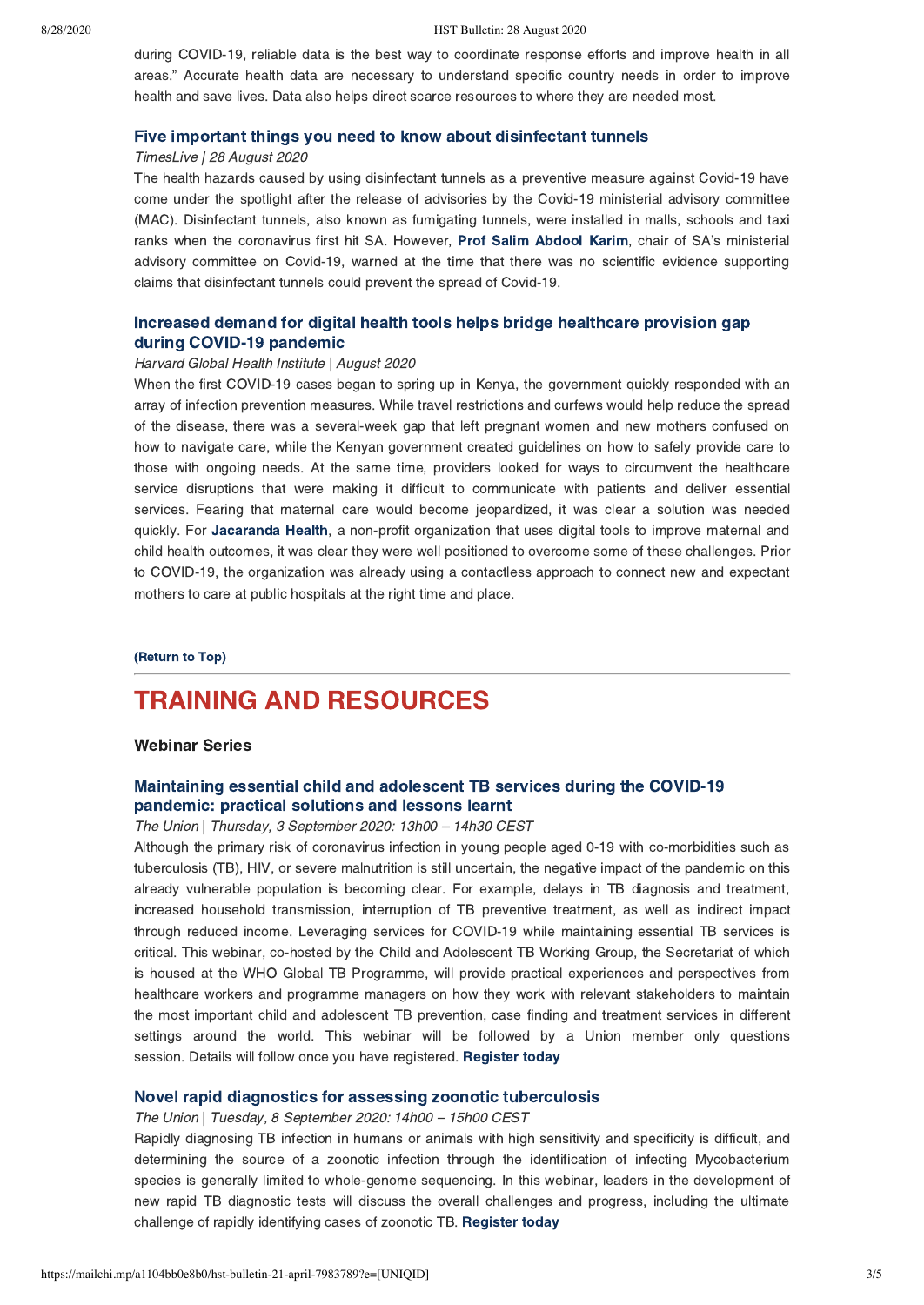during COVID-19, reliable data is the best way to coordinate response efforts and improve health in all areas." Accurate health data are necessary to understand specific country needs in order to improve health and save lives. Data also helps direct scarce resources to where they are needed most.

### Five important things you need to know about disinfectant tunnels

*TimesLive | 28 August 2020*

The health hazards caused by using disinfectant tunnels as a preventive measure against Covid-19 have come under the spotlight after the release of advisories by the Covid-19 ministerial advisory committee (MAC). Disinfectant tunnels, also known as fumigating tunnels, were installed in malls, schools and taxi ranks when the coronavirus first hit SA. However, **Prof Salim Abdool Karim**, chair of SA's ministerial advisory committee on Covid-19, warned at the time that there was no scientific evidence supporting claims that disinfectant tunnels could prevent the spread of Covid-19.

### Increased demand for digital health tools helps bridge healthcare provision gap during COVID-19 pandemic

*Harvard Global Health Institute | August 2020*

When the first COVID-19 cases began to spring up in Kenya, the government quickly responded with an array of infection prevention measures. While travel restrictions and curfews would help reduce the spread of the disease, there was a several-week gap that left pregnant women and new mothers confused on how to navigate care, while the Kenyan government created guidelines on how to safely provide care to those with ongoing needs. At the same time, providers looked for ways to circumvent the healthcare service disruptions that were making it difficult to communicate with patients and deliver essential services. Fearing that maternal care would become jeopardized, it was clear a solution was needed quickly. For **Jacaranda Health**, a non-profit organization that uses digital tools to improve maternal and child health outcomes, it was clear they were well positioned to overcome some of these challenges. Prior to COVID-19, the organization was already using a contactless approach to connect new and expectant mothers to care at public hospitals at the right time and place.

**(Return to Top)**

## TRAINING AND RESOURCES

**Webinar Series**

### Maintaining essential child and adolescent TB services during the COVID-19 pandemic: practical solutions and lessons learnt

*The Union | Thursday, 3 September 2020: 13h00 – 14h30 CEST*

Although the primary risk of coronavirus infection in young people aged 0-19 with co-morbidities such as tuberculosis (TB), HIV, or severe malnutrition is still uncertain, the negative impact of the pandemic on this already vulnerable population is becoming clear. For example, delays in TB diagnosis and treatment, increased household transmission, interruption of TB preventive treatment, as well as indirect impact through reduced income. Leveraging services for COVID-19 while maintaining essential TB services is critical. This webinar, co-hosted by the Child and Adolescent TB Working Group, the Secretariat of which is housed at the WHO Global TB Programme, will provide practical experiences and perspectives from healthcare workers and programme managers on how they work with relevant stakeholders to maintain the most important child and adolescent TB prevention, case finding and treatment services in different settings around the world. This webinar will be followed by a Union member only questions session. Details will follow once you have registered. **Register today**

### Novel rapid diagnostics for assessing zoonotic tuberculosis

*The Union | Tuesday, 8 September 2020: 14h00 – 15h00 CEST*

Rapidly diagnosing TB infection in humans or animals with high sensitivity and specificity is difficult, and determining the source of a zoonotic infection through the identification of infecting Mycobacterium species is generally limited to whole-genome sequencing. In this webinar, leaders in the development of new rapid TB diagnostic tests will discuss the overall challenges and progress, including the ultimate challenge of rapidly identifying cases of zoonotic TB. **Register today**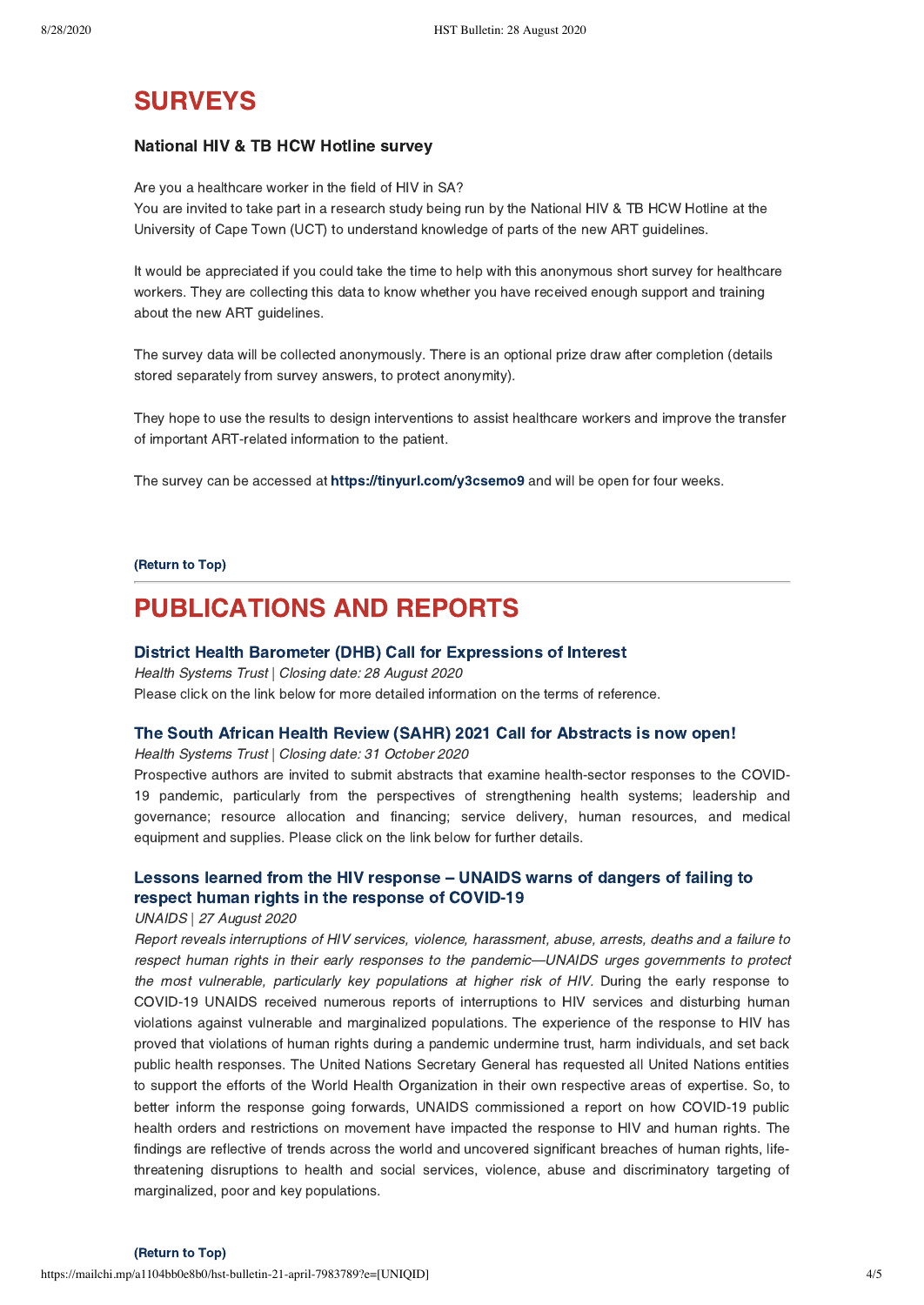# SURVEYS

### National HIV & TB HCW Hotline survey

Are you a healthcare worker in the field of HIV in SA?
You are invited to take part in a research study being run by the National HIV & TB HCW Hotline at the University of Cape Town (UCT) to understand knowledge of parts of the new ART guidelines.

It would be appreciated if you could take the time to help with this anonymous short survey for healthcare workers. They are collecting this data to know whether you have received enough support and training about the new ART guidelines.

The survey data will be collected anonymously. There is an optional prize draw after completion (details stored separately from survey answers, to protect anonymity).

They hope to use the results to design interventions to assist healthcare workers and improve the transfer of important ART-related information to the patient.

The survey can be accessed at **https://tinyurl.com/y3csemo9** and will be open for four weeks.

**(Return to Top)**

---

# PUBLICATIONS AND REPORTS

### District Health Barometer (DHB) Call for Expressions of Interest

*Health Systems Trust | Closing date: 28 August 2020*
Please click on the link below for more detailed information on the terms of reference.

### The South African Health Review (SAHR) 2021 Call for Abstracts is now open!

*Health Systems Trust | Closing date: 31 October 2020*
Prospective authors are invited to submit abstracts that examine health-sector responses to the COVID-19 pandemic, particularly from the perspectives of strengthening health systems; leadership and governance; resource allocation and financing; service delivery, human resources, and medical equipment and supplies. Please click on the link below for further details.

### Lessons learned from the HIV response – UNAIDS warns of dangers of failing to respect human rights in the response of COVID-19

*UNAIDS | 27 August 2020*
*Report reveals interruptions of HIV services, violence, harassment, abuse, arrests, deaths and a failure to respect human rights in their early responses to the pandemic—UNAIDS urges governments to protect the most vulnerable, particularly key populations at higher risk of HIV.* During the early response to COVID-19 UNAIDS received numerous reports of interruptions to HIV services and disturbing human violations against vulnerable and marginalized populations. The experience of the response to HIV has proved that violations of human rights during a pandemic undermine trust, harm individuals, and set back public health responses. The United Nations Secretary General has requested all United Nations entities to support the efforts of the World Health Organization in their own respective areas of expertise. So, to better inform the response going forwards, UNAIDS commissioned a report on how COVID-19 public health orders and restrictions on movement have impacted the response to HIV and human rights. The findings are reflective of trends across the world and uncovered significant breaches of human rights, life-threatening disruptions to health and social services, violence, abuse and discriminatory targeting of marginalized, poor and key populations.

**(Return to Top)**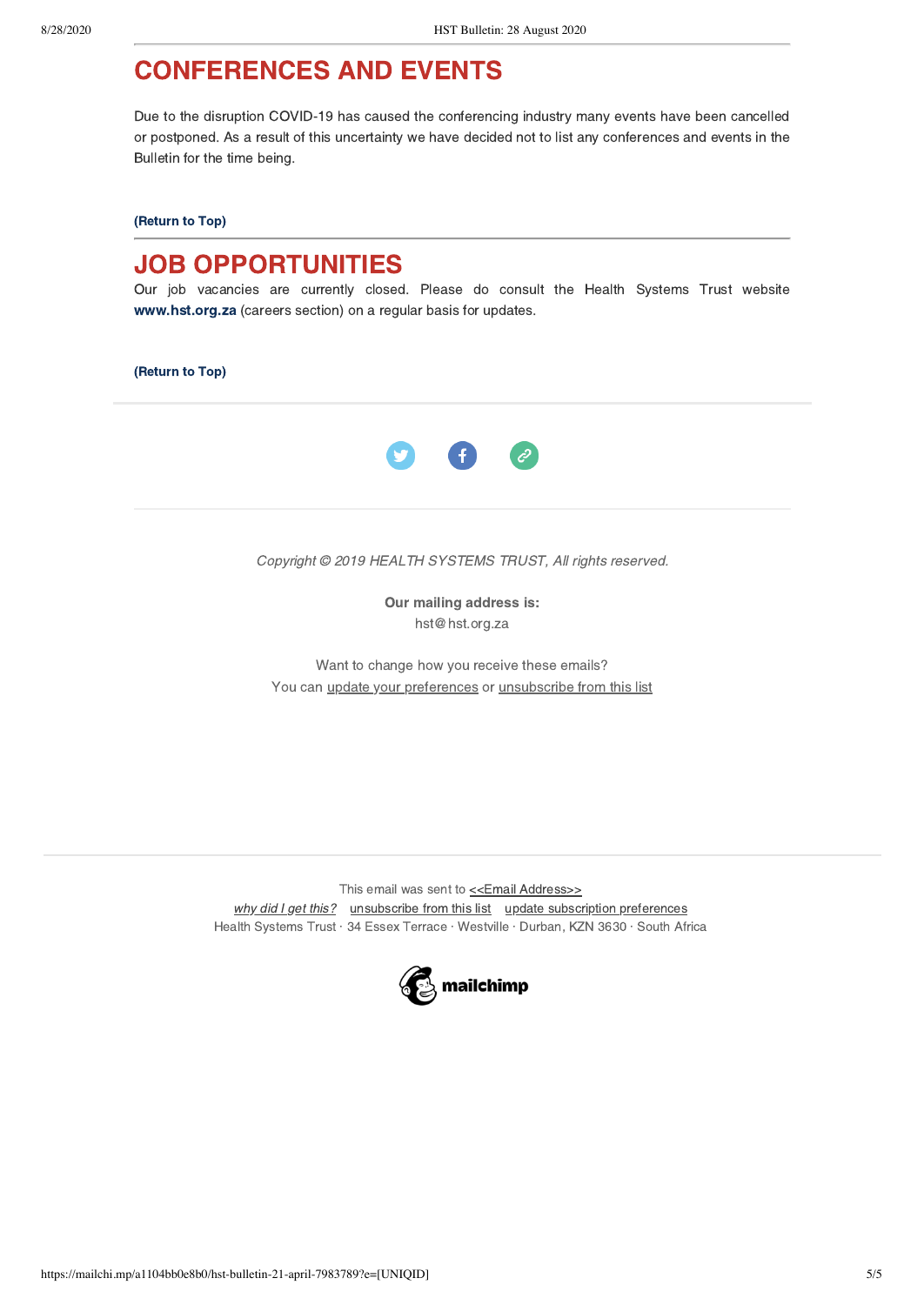## CONFERENCES AND EVENTS

Due to the disruption COVID-19 has caused the conferencing industry many events have been cancelled or postponed. As a result of this uncertainty we have decided not to list any conferences and events in the Bulletin for the time being.

**(Return to Top)**

## JOB OPPORTUNITIES

Our job vacancies are currently closed. Please do consult the Health Systems Trust website **www.hst.org.za** (careers section) on a regular basis for updates.

**(Return to Top)**

*Copyright © 2019 HEALTH SYSTEMS TRUST, All rights reserved.*

**Our mailing address is:**
hst@hst.org.za

Want to change how you receive these emails?
You can update your preferences or unsubscribe from this list

This email was sent to <<Email Address>>
*why did I get this?* unsubscribe from this list update subscription preferences
Health Systems Trust · 34 Essex Terrace · Westville · Durban, KZN 3630 · South Africa

mailchimp